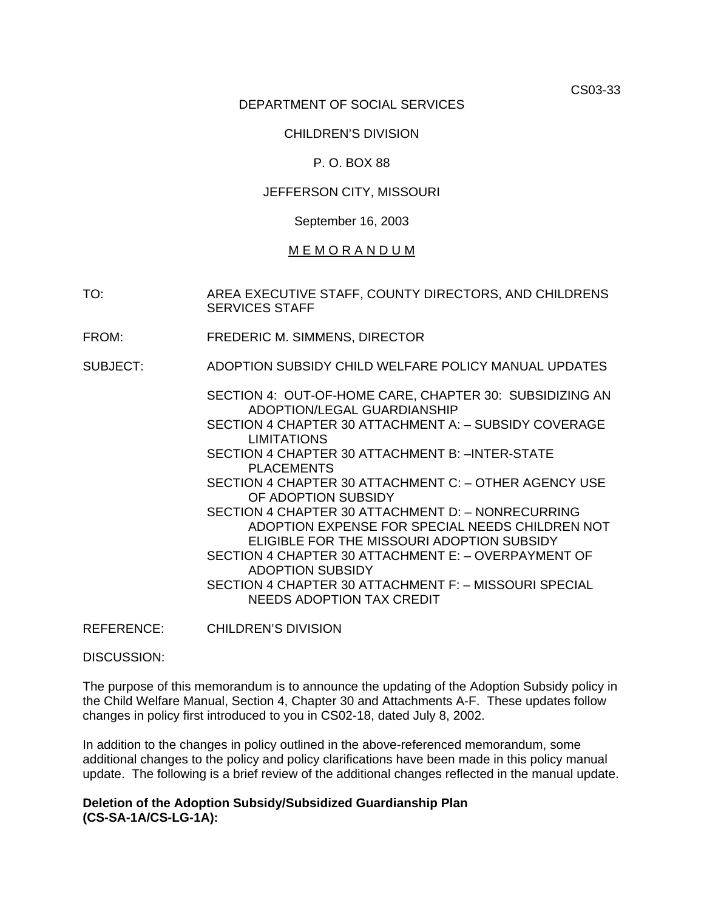CS03-33

DEPARTMENT OF SOCIAL SERVICES

CHILDREN'S DIVISION

P. O. BOX 88

JEFFERSON CITY, MISSOURI

September 16, 2003

M E M O R A N D U M

TO: AREA EXECUTIVE STAFF, COUNTY DIRECTORS, AND CHILDRENS SERVICES STAFF

FROM: FREDERIC M. SIMMENS, DIRECTOR

SUBJECT: ADOPTION SUBSIDY CHILD WELFARE POLICY MANUAL UPDATES

SECTION 4: OUT-OF-HOME CARE, CHAPTER 30: SUBSIDIZING AN ADOPTION/LEGAL GUARDIANSHIP
SECTION 4 CHAPTER 30 ATTACHMENT A: – SUBSIDY COVERAGE LIMITATIONS
SECTION 4 CHAPTER 30 ATTACHMENT B: –INTER-STATE PLACEMENTS
SECTION 4 CHAPTER 30 ATTACHMENT C: – OTHER AGENCY USE OF ADOPTION SUBSIDY
SECTION 4 CHAPTER 30 ATTACHMENT D: – NONRECURRING ADOPTION EXPENSE FOR SPECIAL NEEDS CHILDREN NOT ELIGIBLE FOR THE MISSOURI ADOPTION SUBSIDY
SECTION 4 CHAPTER 30 ATTACHMENT E: – OVERPAYMENT OF ADOPTION SUBSIDY
SECTION 4 CHAPTER 30 ATTACHMENT F: – MISSOURI SPECIAL NEEDS ADOPTION TAX CREDIT

REFERENCE: CHILDREN'S DIVISION

DISCUSSION:

The purpose of this memorandum is to announce the updating of the Adoption Subsidy policy in the Child Welfare Manual, Section 4, Chapter 30 and Attachments A-F. These updates follow changes in policy first introduced to you in CS02-18, dated July 8, 2002.

In addition to the changes in policy outlined in the above-referenced memorandum, some additional changes to the policy and policy clarifications have been made in this policy manual update. The following is a brief review of the additional changes reflected in the manual update.

**Deletion of the Adoption Subsidy/Subsidized Guardianship Plan (CS-SA-1A/CS-LG-1A):**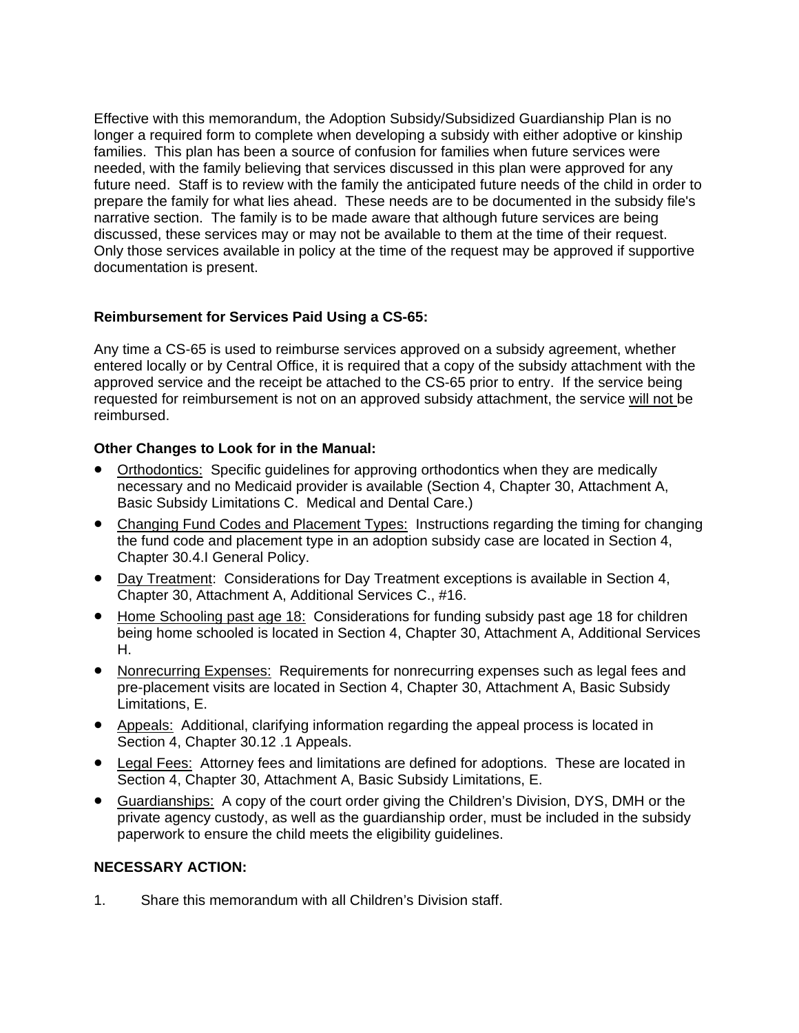Effective with this memorandum, the Adoption Subsidy/Subsidized Guardianship Plan is no longer a required form to complete when developing a subsidy with either adoptive or kinship families. This plan has been a source of confusion for families when future services were needed, with the family believing that services discussed in this plan were approved for any future need. Staff is to review with the family the anticipated future needs of the child in order to prepare the family for what lies ahead. These needs are to be documented in the subsidy file's narrative section. The family is to be made aware that although future services are being discussed, these services may or may not be available to them at the time of their request. Only those services available in policy at the time of the request may be approved if supportive documentation is present.

**Reimbursement for Services Paid Using a CS-65:**

Any time a CS-65 is used to reimburse services approved on a subsidy agreement, whether entered locally or by Central Office, it is required that a copy of the subsidy attachment with the approved service and the receipt be attached to the CS-65 prior to entry. If the service being requested for reimbursement is not on an approved subsidy attachment, the service <u>will not</u> be reimbursed.

**Other Changes to Look for in the Manual:**

- <u>Orthodontics:</u> Specific guidelines for approving orthodontics when they are medically necessary and no Medicaid provider is available (Section 4, Chapter 30, Attachment A, Basic Subsidy Limitations C. Medical and Dental Care.)
- <u>Changing Fund Codes and Placement Types:</u> Instructions regarding the timing for changing the fund code and placement type in an adoption subsidy case are located in Section 4, Chapter 30.4.I General Policy.
- <u>Day Treatment</u>: Considerations for Day Treatment exceptions is available in Section 4, Chapter 30, Attachment A, Additional Services C., #16.
- <u>Home Schooling past age 18:</u> Considerations for funding subsidy past age 18 for children being home schooled is located in Section 4, Chapter 30, Attachment A, Additional Services H.
- <u>Nonrecurring Expenses:</u> Requirements for nonrecurring expenses such as legal fees and pre-placement visits are located in Section 4, Chapter 30, Attachment A, Basic Subsidy Limitations, E.
- <u>Appeals:</u> Additional, clarifying information regarding the appeal process is located in Section 4, Chapter 30.12 .1 Appeals.
- <u>Legal Fees:</u> Attorney fees and limitations are defined for adoptions. These are located in Section 4, Chapter 30, Attachment A, Basic Subsidy Limitations, E.
- <u>Guardianships:</u> A copy of the court order giving the Children's Division, DYS, DMH or the private agency custody, as well as the guardianship order, must be included in the subsidy paperwork to ensure the child meets the eligibility guidelines.

**NECESSARY ACTION:**

1. Share this memorandum with all Children's Division staff.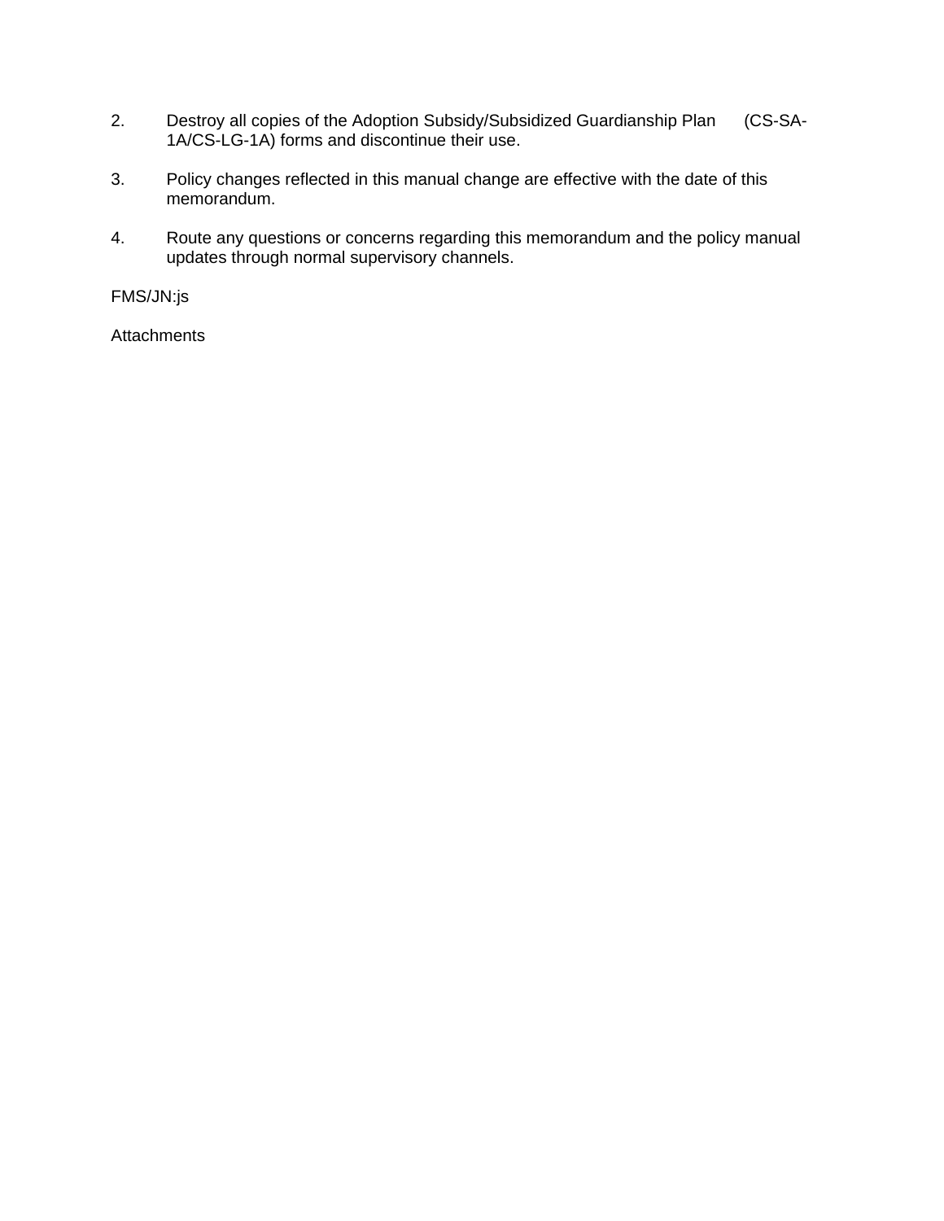2. Destroy all copies of the Adoption Subsidy/Subsidized Guardianship Plan (CS-SA-1A/CS-LG-1A) forms and discontinue their use.

3. Policy changes reflected in this manual change are effective with the date of this memorandum.

4. Route any questions or concerns regarding this memorandum and the policy manual updates through normal supervisory channels.

FMS/JN:js

Attachments